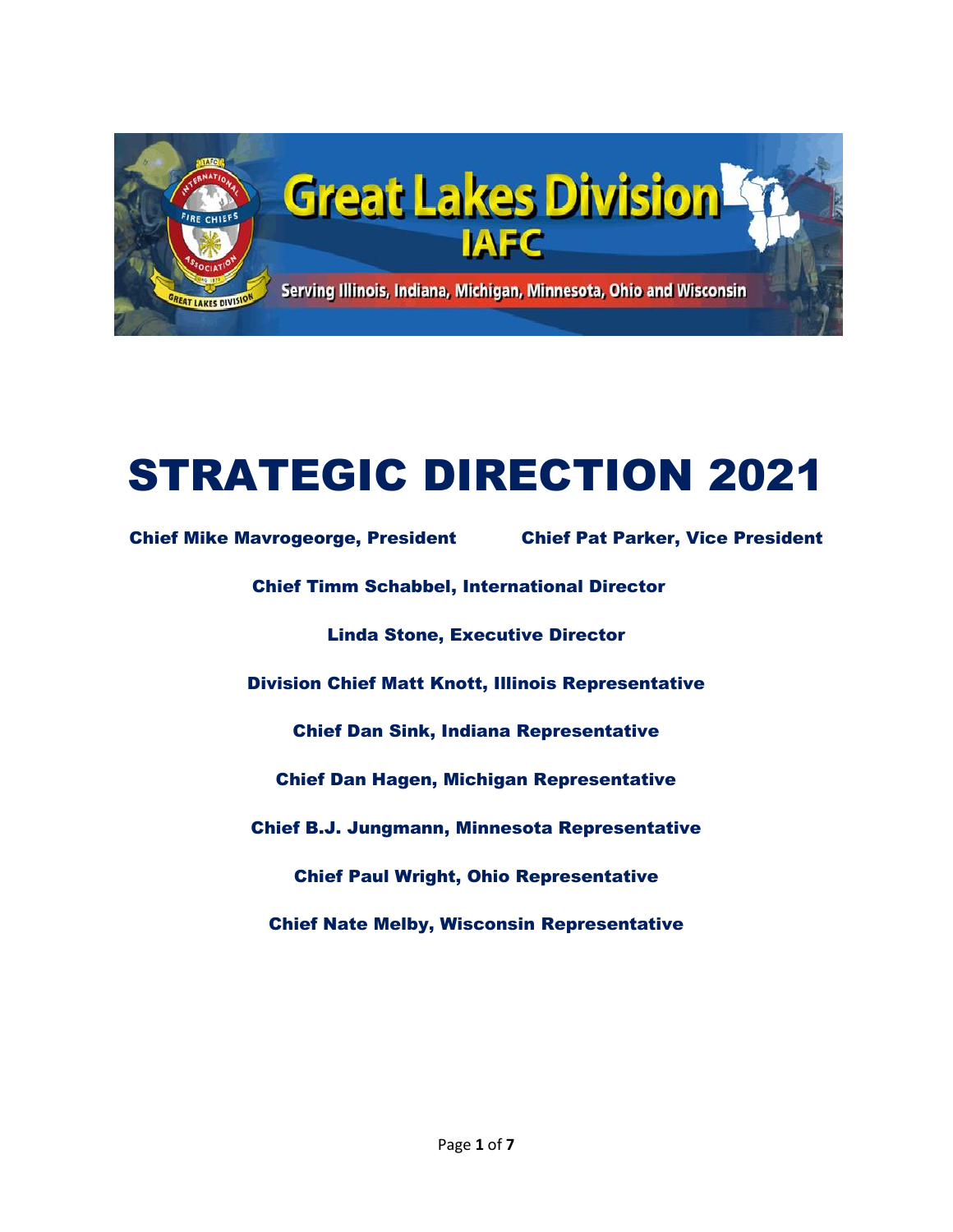Great Lakes Division
IAFC
Serving Illinois, Indiana, Michigan, Minnesota, Ohio and Wisconsin

# STRATEGIC DIRECTION 2021

**Chief Mike Mavrogeorge, President** **Chief Pat Parker, Vice President**

**Chief Timm Schabbel, International Director**

**Linda Stone, Executive Director**

**Division Chief Matt Knott, Illinois Representative**

**Chief Dan Sink, Indiana Representative**

**Chief Dan Hagen, Michigan Representative**

**Chief B.J. Jungmann, Minnesota Representative**

**Chief Paul Wright, Ohio Representative**

**Chief Nate Melby, Wisconsin Representative**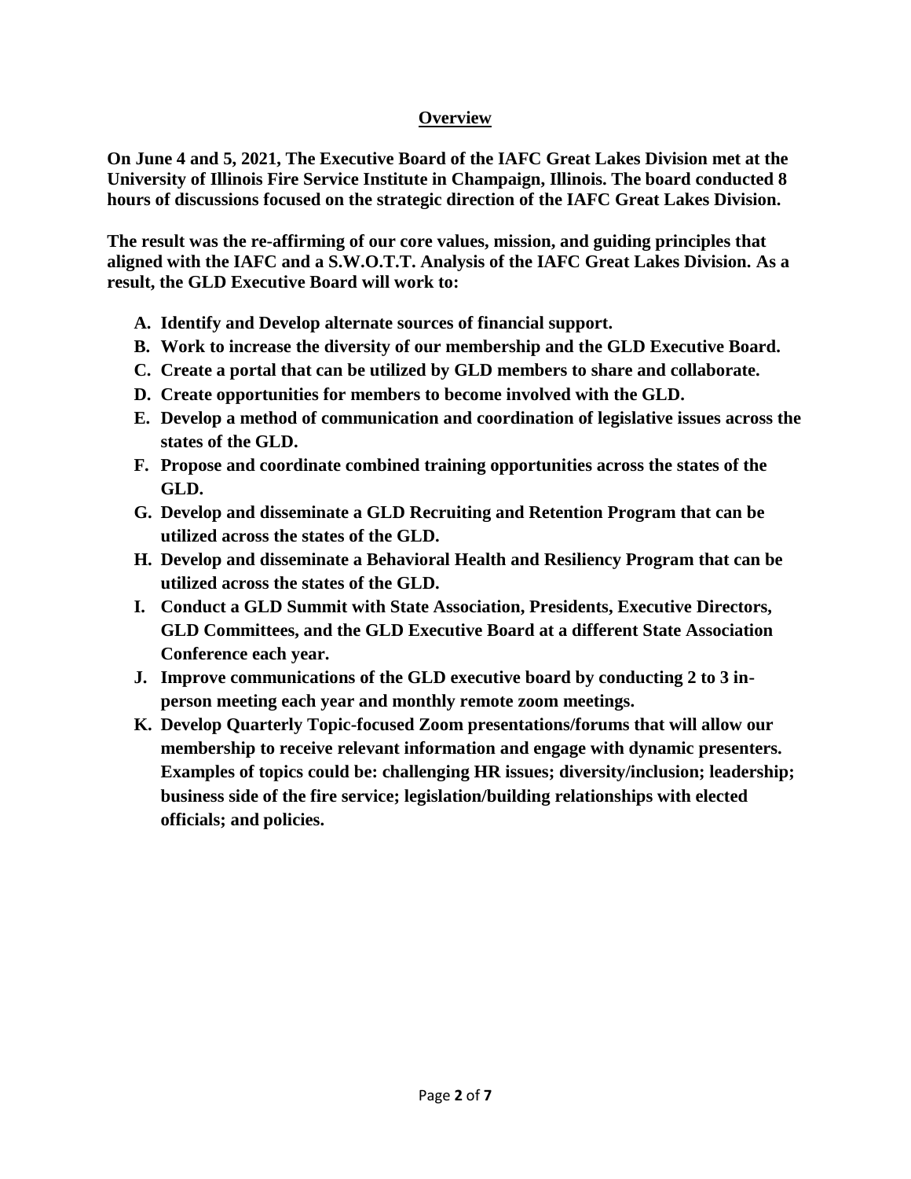## Overview

**On June 4 and 5, 2021, The Executive Board of the IAFC Great Lakes Division met at the University of Illinois Fire Service Institute in Champaign, Illinois. The board conducted 8 hours of discussions focused on the strategic direction of the IAFC Great Lakes Division.**

**The result was the re-affirming of our core values, mission, and guiding principles that aligned with the IAFC and a S.W.O.T.T. Analysis of the IAFC Great Lakes Division. As a result, the GLD Executive Board will work to:**

A. **Identify and Develop alternate sources of financial support.**
B. **Work to increase the diversity of our membership and the GLD Executive Board.**
C. **Create a portal that can be utilized by GLD members to share and collaborate.**
D. **Create opportunities for members to become involved with the GLD.**
E. **Develop a method of communication and coordination of legislative issues across the states of the GLD.**
F. **Propose and coordinate combined training opportunities across the states of the GLD.**
G. **Develop and disseminate a GLD Recruiting and Retention Program that can be utilized across the states of the GLD.**
H. **Develop and disseminate a Behavioral Health and Resiliency Program that can be utilized across the states of the GLD.**
I. **Conduct a GLD Summit with State Association, Presidents, Executive Directors, GLD Committees, and the GLD Executive Board at a different State Association Conference each year.**
J. **Improve communications of the GLD executive board by conducting 2 to 3 in-person meeting each year and monthly remote zoom meetings.**
K. **Develop Quarterly Topic-focused Zoom presentations/forums that will allow our membership to receive relevant information and engage with dynamic presenters. Examples of topics could be: challenging HR issues; diversity/inclusion; leadership; business side of the fire service; legislation/building relationships with elected officials; and policies.**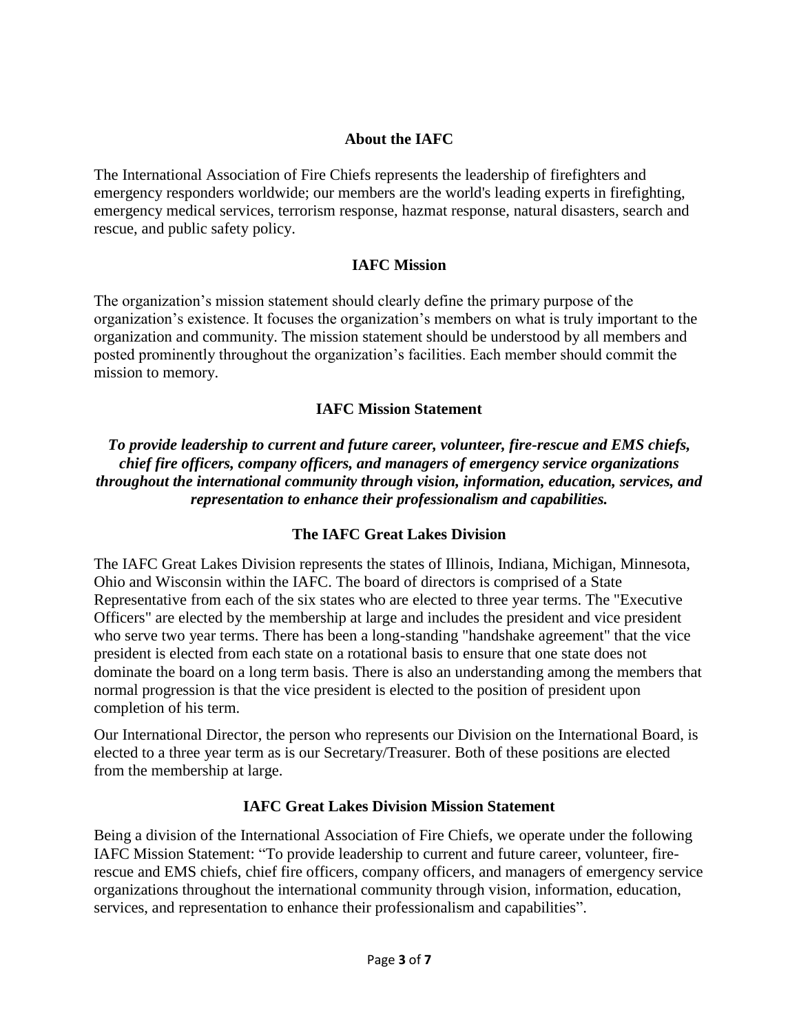## About the IAFC

The International Association of Fire Chiefs represents the leadership of firefighters and emergency responders worldwide; our members are the world's leading experts in firefighting, emergency medical services, terrorism response, hazmat response, natural disasters, search and rescue, and public safety policy.

## IAFC Mission

The organization's mission statement should clearly define the primary purpose of the organization's existence. It focuses the organization's members on what is truly important to the organization and community. The mission statement should be understood by all members and posted prominently throughout the organization's facilities. Each member should commit the mission to memory.

## IAFC Mission Statement

***To provide leadership to current and future career, volunteer, fire-rescue and EMS chiefs, chief fire officers, company officers, and managers of emergency service organizations throughout the international community through vision, information, education, services, and representation to enhance their professionalism and capabilities.***

## The IAFC Great Lakes Division

The IAFC Great Lakes Division represents the states of Illinois, Indiana, Michigan, Minnesota, Ohio and Wisconsin within the IAFC. The board of directors is comprised of a State Representative from each of the six states who are elected to three year terms. The "Executive Officers" are elected by the membership at large and includes the president and vice president who serve two year terms. There has been a long-standing "handshake agreement" that the vice president is elected from each state on a rotational basis to ensure that one state does not dominate the board on a long term basis. There is also an understanding among the members that normal progression is that the vice president is elected to the position of president upon completion of his term.

Our International Director, the person who represents our Division on the International Board, is elected to a three year term as is our Secretary/Treasurer. Both of these positions are elected from the membership at large.

## IAFC Great Lakes Division Mission Statement

Being a division of the International Association of Fire Chiefs, we operate under the following IAFC Mission Statement: "To provide leadership to current and future career, volunteer, fire-rescue and EMS chiefs, chief fire officers, company officers, and managers of emergency service organizations throughout the international community through vision, information, education, services, and representation to enhance their professionalism and capabilities".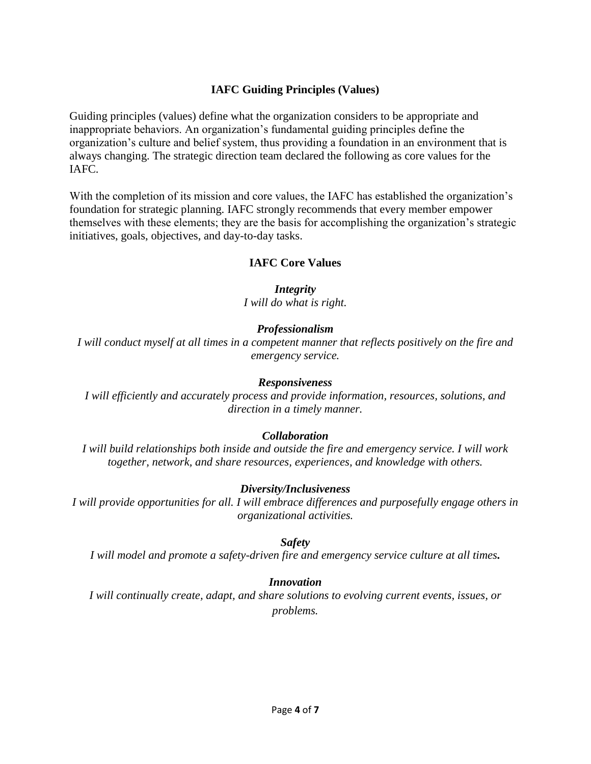## IAFC Guiding Principles (Values)

Guiding principles (values) define what the organization considers to be appropriate and inappropriate behaviors. An organization's fundamental guiding principles define the organization's culture and belief system, thus providing a foundation in an environment that is always changing. The strategic direction team declared the following as core values for the IAFC.

With the completion of its mission and core values, the IAFC has established the organization's foundation for strategic planning. IAFC strongly recommends that every member empower themselves with these elements; they are the basis for accomplishing the organization's strategic initiatives, goals, objectives, and day-to-day tasks.

### IAFC Core Values

***Integrity***
*I will do what is right.*

***Professionalism***
*I will conduct myself at all times in a competent manner that reflects positively on the fire and emergency service.*

***Responsiveness***
*I will efficiently and accurately process and provide information, resources, solutions, and direction in a timely manner.*

***Collaboration***
*I will build relationships both inside and outside the fire and emergency service. I will work together, network, and share resources, experiences, and knowledge with others.*

***Diversity/Inclusiveness***
*I will provide opportunities for all. I will embrace differences and purposefully engage others in organizational activities.*

***Safety***
*I will model and promote a safety-driven fire and emergency service culture at all times.*

***Innovation***
*I will continually create, adapt, and share solutions to evolving current events, issues, or problems.*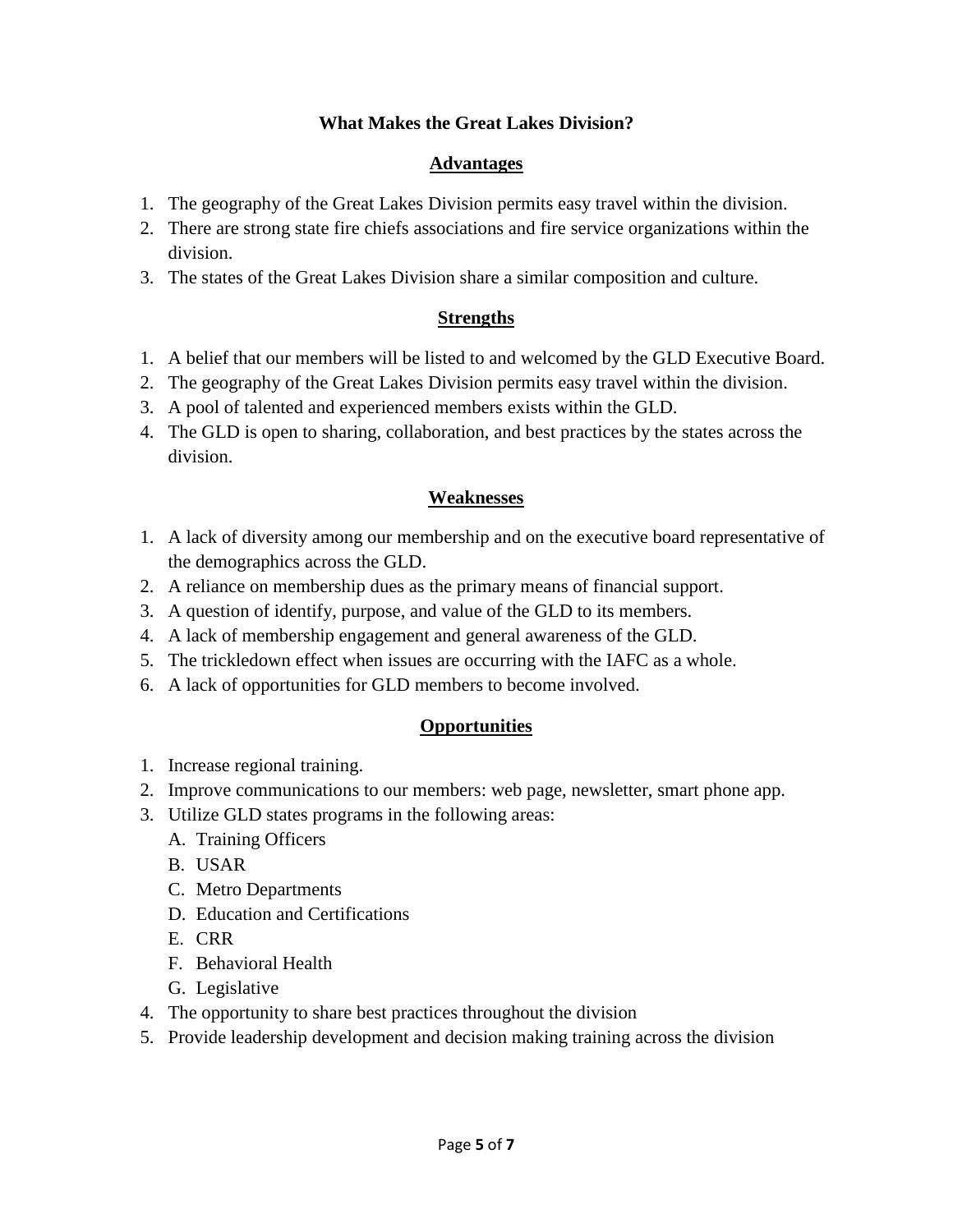## What Makes the Great Lakes Division?

### Advantages

1. The geography of the Great Lakes Division permits easy travel within the division.
2. There are strong state fire chiefs associations and fire service organizations within the division.
3. The states of the Great Lakes Division share a similar composition and culture.

### Strengths

1. A belief that our members will be listed to and welcomed by the GLD Executive Board.
2. The geography of the Great Lakes Division permits easy travel within the division.
3. A pool of talented and experienced members exists within the GLD.
4. The GLD is open to sharing, collaboration, and best practices by the states across the division.

### Weaknesses

1. A lack of diversity among our membership and on the executive board representative of the demographics across the GLD.
2. A reliance on membership dues as the primary means of financial support.
3. A question of identify, purpose, and value of the GLD to its members.
4. A lack of membership engagement and general awareness of the GLD.
5. The trickledown effect when issues are occurring with the IAFC as a whole.
6. A lack of opportunities for GLD members to become involved.

### Opportunities

1. Increase regional training.
2. Improve communications to our members: web page, newsletter, smart phone app.
3. Utilize GLD states programs in the following areas:
   A. Training Officers
   B. USAR
   C. Metro Departments
   D. Education and Certifications
   E. CRR
   F. Behavioral Health
   G. Legislative
4. The opportunity to share best practices throughout the division
5. Provide leadership development and decision making training across the division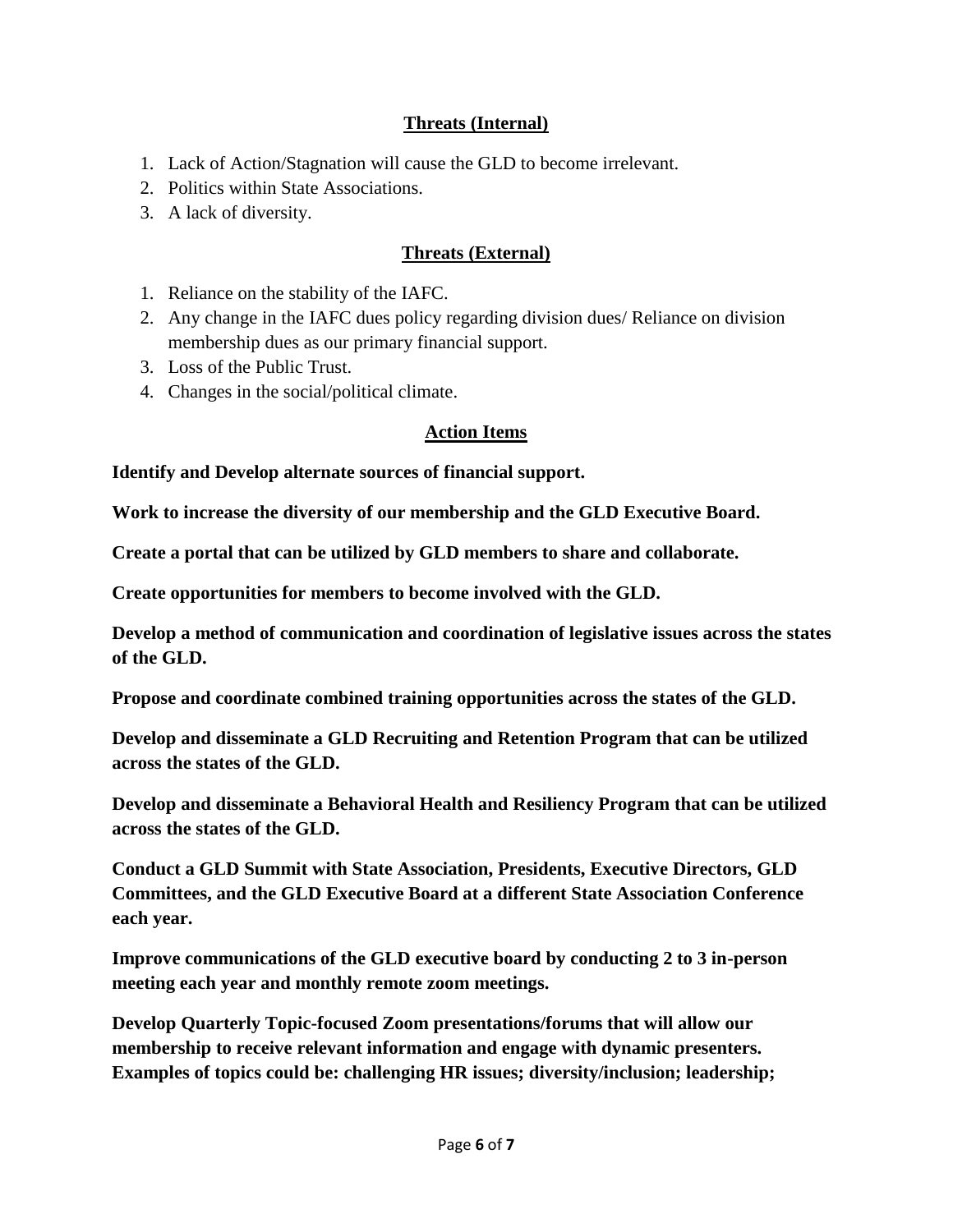## Threats (Internal)

1. Lack of Action/Stagnation will cause the GLD to become irrelevant.
2. Politics within State Associations.
3. A lack of diversity.

## Threats (External)

1. Reliance on the stability of the IAFC.
2. Any change in the IAFC dues policy regarding division dues/ Reliance on division membership dues as our primary financial support.
3. Loss of the Public Trust.
4. Changes in the social/political climate.

## Action Items

**Identify and Develop alternate sources of financial support.**

**Work to increase the diversity of our membership and the GLD Executive Board.**

**Create a portal that can be utilized by GLD members to share and collaborate.**

**Create opportunities for members to become involved with the GLD.**

**Develop a method of communication and coordination of legislative issues across the states of the GLD.**

**Propose and coordinate combined training opportunities across the states of the GLD.**

**Develop and disseminate a GLD Recruiting and Retention Program that can be utilized across the states of the GLD.**

**Develop and disseminate a Behavioral Health and Resiliency Program that can be utilized across the states of the GLD.**

**Conduct a GLD Summit with State Association, Presidents, Executive Directors, GLD Committees, and the GLD Executive Board at a different State Association Conference each year.**

**Improve communications of the GLD executive board by conducting 2 to 3 in-person meeting each year and monthly remote zoom meetings.**

**Develop Quarterly Topic-focused Zoom presentations/forums that will allow our membership to receive relevant information and engage with dynamic presenters. Examples of topics could be: challenging HR issues; diversity/inclusion; leadership;**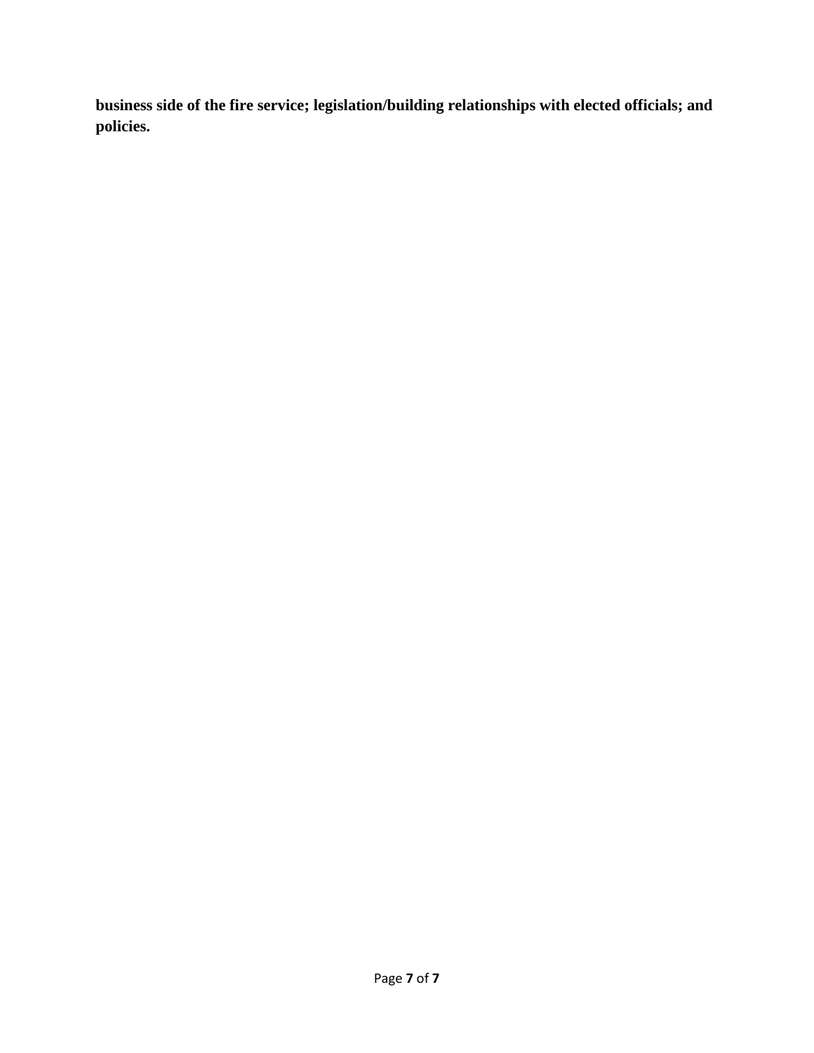**business side of the fire service; legislation/building relationships with elected officials; and policies.**